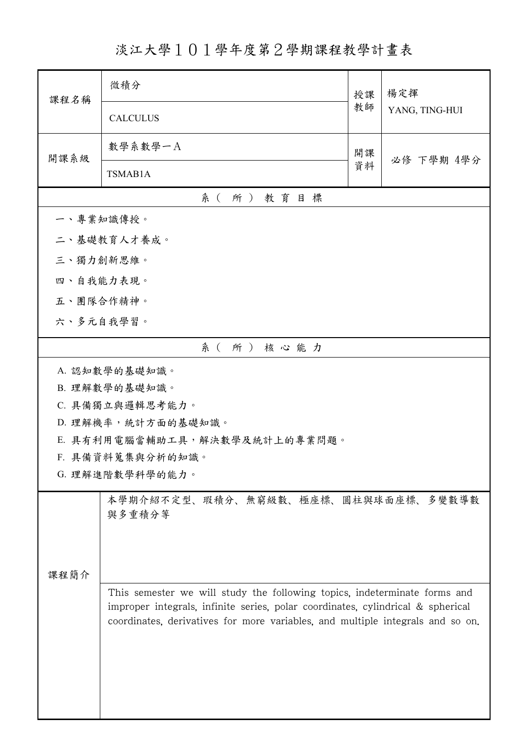# 淡江大學１０１學年度第２學期課程教學計畫表

| 課程名稱 | 微積分<br>CALCULUS | 授課教師 | 楊定揮<br>YANG, TING-HUI |
| --- | --- | --- | --- |
| 開課系級 | 數學系數學一A<br>TSMAB1A | 開課資料 | 必修 下學期 4學分 |

## 系（所）教育目標

一、專業知識傳授。

二、基礎教育人才養成。

三、獨力創新思維。

四、自我能力表現。

五、團隊合作精神。

六、多元自我學習。

## 系（所）核心能力

A. 認知數學的基礎知識。

B. 理解數學的基礎知識。

C. 具備獨立與邏輯思考能力。

D. 理解機率，統計方面的基礎知識。

E. 具有利用電腦當輔助工具，解決數學及統計上的專業問題。

F. 具備資料蒐集與分析的知識。

G. 理解進階數學科學的能力。

## 課程簡介

本學期介紹不定型、瑕積分、無窮級數、極座標、圓柱與球面座標、多變數導數與多重積分等

This semester we will study the following topics, indeterminate forms and improper integrals, infinite series, polar coordinates, cylindrical & spherical coordinates, derivatives for more variables, and multiple integrals and so on.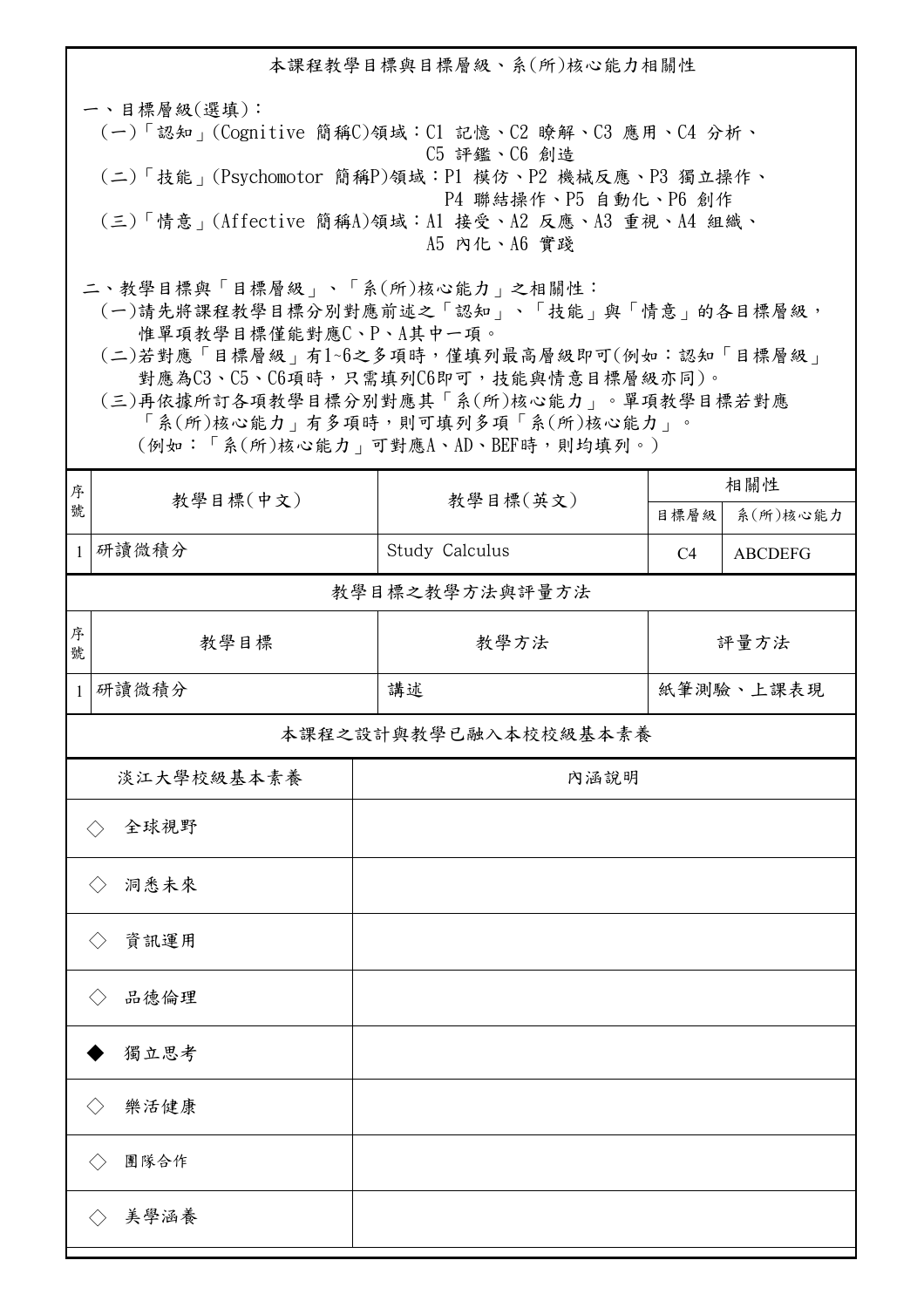## 本課程教學目標與目標層級、系(所)核心能力相關性

一、目標層級(選填)：

(一)「認知」(Cognitive 簡稱C)領域：C1 記憶、C2 瞭解、C3 應用、C4 分析、C5 評鑑、C6 創造

(二)「技能」(Psychomotor 簡稱P)領域：P1 模仿、P2 機械反應、P3 獨立操作、P4 聯結操作、P5 自動化、P6 創作

(三)「情意」(Affective 簡稱A)領域：A1 接受、A2 反應、A3 重視、A4 組織、A5 內化、A6 實踐

二、教學目標與「目標層級」、「系(所)核心能力」之相關性：

(一)請先將課程教學目標分別對應前述之「認知」、「技能」與「情意」的各目標層級，惟單項教學目標僅能對應C、P、A其中一項。

(二)若對應「目標層級」有1~6之多項時，僅填列最高層級即可(例如：認知「目標層級」對應為C3、C5、C6項時，只需填列C6即可，技能與情意目標層級亦同)。

(三)再依據所訂各項教學目標分別對應其「系(所)核心能力」。單項教學目標若對應「系(所)核心能力」有多項時，則可填列多項「系(所)核心能力」。(例如：「系(所)核心能力」可對應A、AD、BEF時，則均填列。)

| 序號 | 教學目標(中文) | 教學目標(英文) | 相關性 | |
|---|---|---|---|---|
| | | | 目標層級 | 系(所)核心能力 |
| 1 | 研讀微積分 | Study Calculus | C4 | ABCDEFG |

## 教學目標之教學方法與評量方法

| 序號 | 教學目標 | 教學方法 | 評量方法 |
|---|---|---|---|
| 1 | 研讀微積分 | 講述 | 紙筆測驗、上課表現 |

## 本課程之設計與教學已融入本校校級基本素養

| 淡江大學校級基本素養 | 內涵說明 |
|---|---|
| ◇ 全球視野 | |
| ◇ 洞悉未來 | |
| ◇ 資訊運用 | |
| ◇ 品德倫理 | |
| ◆ 獨立思考 | |
| ◇ 樂活健康 | |
| ◇ 團隊合作 | |
| ◇ 美學涵養 | |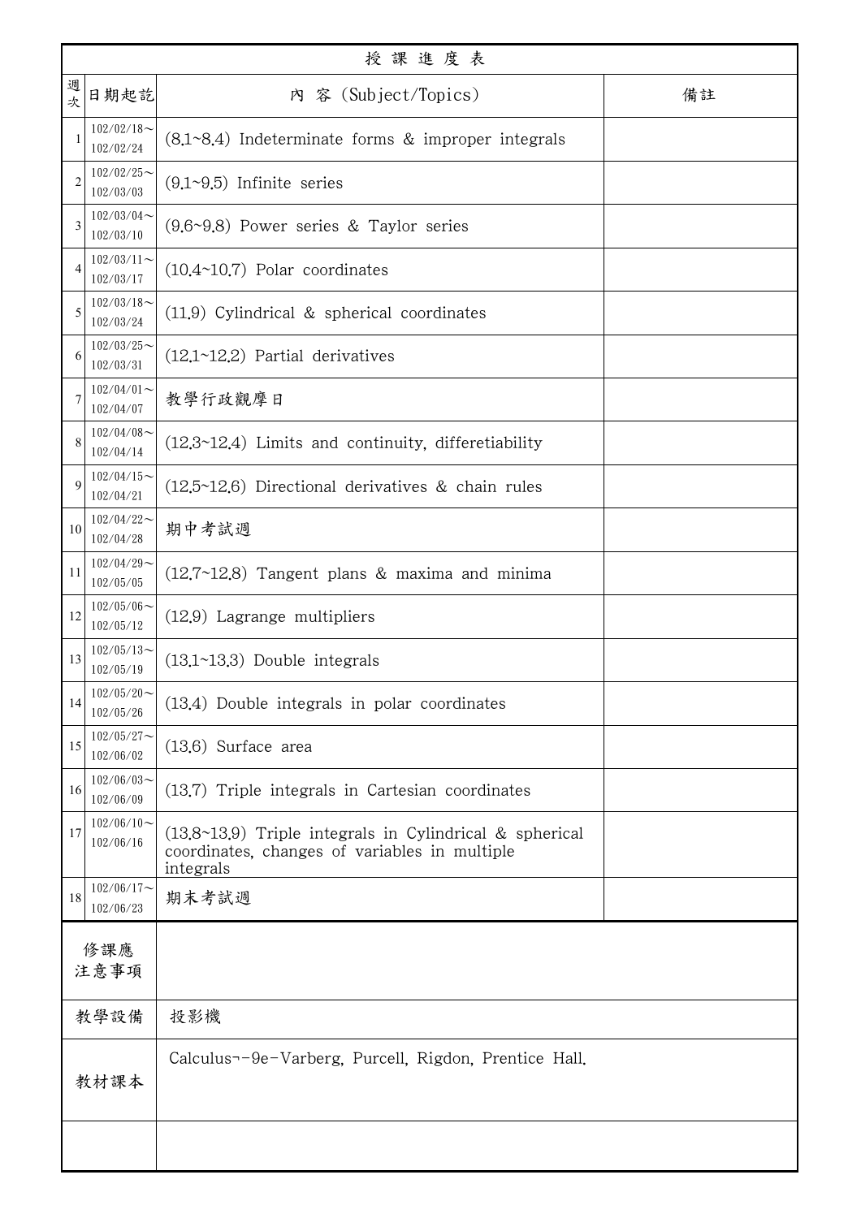| 授課進度表 | | | |
|---|---|---|---|
| 週次 | 日期起訖 | 內 容 (Subject/Topics) | 備註 |
| 1 | 102/02/18～102/02/24 | (8.1~8.4) Indeterminate forms & improper integrals | |
| 2 | 102/02/25～102/03/03 | (9.1~9.5) Infinite series | |
| 3 | 102/03/04～102/03/10 | (9.6~9.8) Power series & Taylor series | |
| 4 | 102/03/11～102/03/17 | (10.4~10.7) Polar coordinates | |
| 5 | 102/03/18～102/03/24 | (11.9) Cylindrical & spherical coordinates | |
| 6 | 102/03/25～102/03/31 | (12.1~12.2) Partial derivatives | |
| 7 | 102/04/01～102/04/07 | 教學行政觀摩日 | |
| 8 | 102/04/08～102/04/14 | (12.3~12.4) Limits and continuity, differetiability | |
| 9 | 102/04/15～102/04/21 | (12.5~12.6) Directional derivatives & chain rules | |
| 10 | 102/04/22～102/04/28 | 期中考試週 | |
| 11 | 102/04/29～102/05/05 | (12.7~12.8) Tangent plans & maxima and minima | |
| 12 | 102/05/06～102/05/12 | (12.9) Lagrange multipliers | |
| 13 | 102/05/13～102/05/19 | (13.1~13.3) Double integrals | |
| 14 | 102/05/20～102/05/26 | (13.4) Double integrals in polar coordinates | |
| 15 | 102/05/27～102/06/02 | (13.6) Surface area | |
| 16 | 102/06/03～102/06/09 | (13.7) Triple integrals in Cartesian coordinates | |
| 17 | 102/06/10～102/06/16 | (13.8~13.9) Triple integrals in Cylindrical & spherical coordinates, changes of variables in multiple integrals | |
| 18 | 102/06/17～102/06/23 | 期末考試週 | |
| 修課應注意事項 | | | |
| 教學設備 | 投影機 | | |
| 教材課本 | Calculus¬-9e-Varberg, Purcell, Rigdon, Prentice Hall. | | |
| | | | |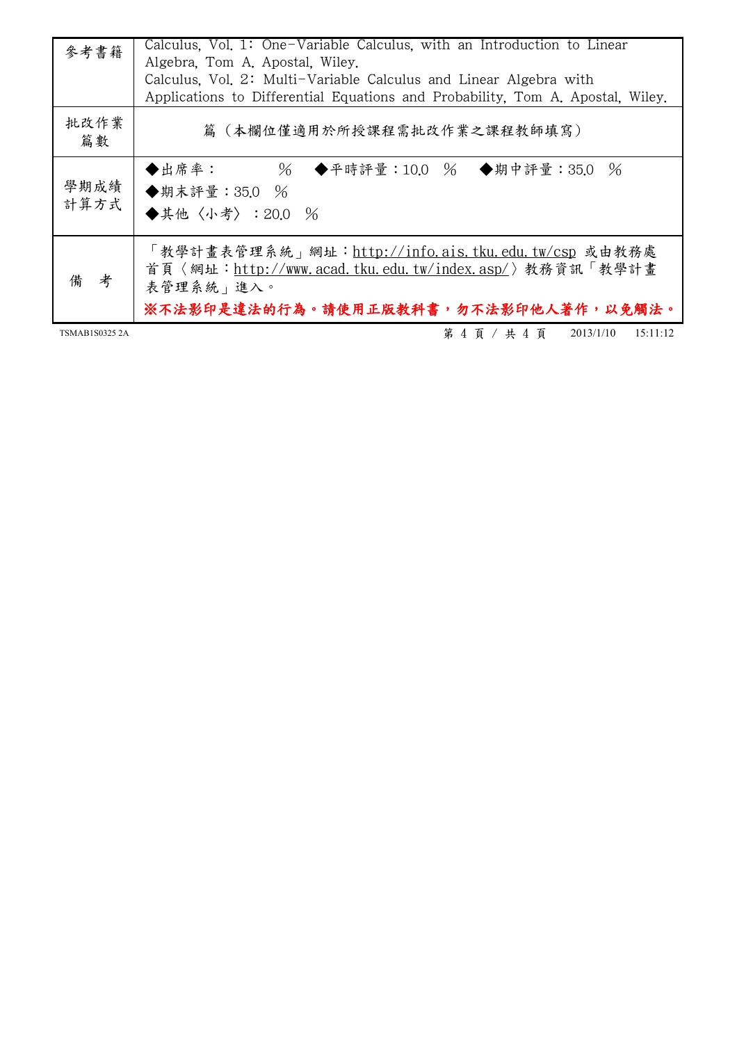| | |
|---|---|
| 參考書籍 | Calculus, Vol. 1: One-Variable Calculus, with an Introduction to Linear Algebra, Tom A. Apostal, Wiley.<br>Calculus, Vol. 2: Multi-Variable Calculus and Linear Algebra with Applications to Differential Equations and Probability, Tom A. Apostal, Wiley. |
| 批改作業篇數 | 篇（本欄位僅適用於所授課程需批改作業之課程教師填寫） |
| 學期成績計算方式 | ◆出席率：　　　%　◆平時評量：10.0 %　◆期中評量：35.0 %<br>◆期末評量：35.0 %<br>◆其他〈小考〉：20.0 % |
| 備　考 | 「教學計畫表管理系統」網址：http://info.ais.tku.edu.tw/csp 或由教務處首頁〈網址：http://www.acad.tku.edu.tw/index.asp/〉教務資訊「教學計畫表管理系統」進入。<br>**※不法影印是違法的行為。請使用正版教科書，勿不法影印他人著作，以免觸法。** |

TSMAB1S0325 2A　　2013/1/10　15:11:12